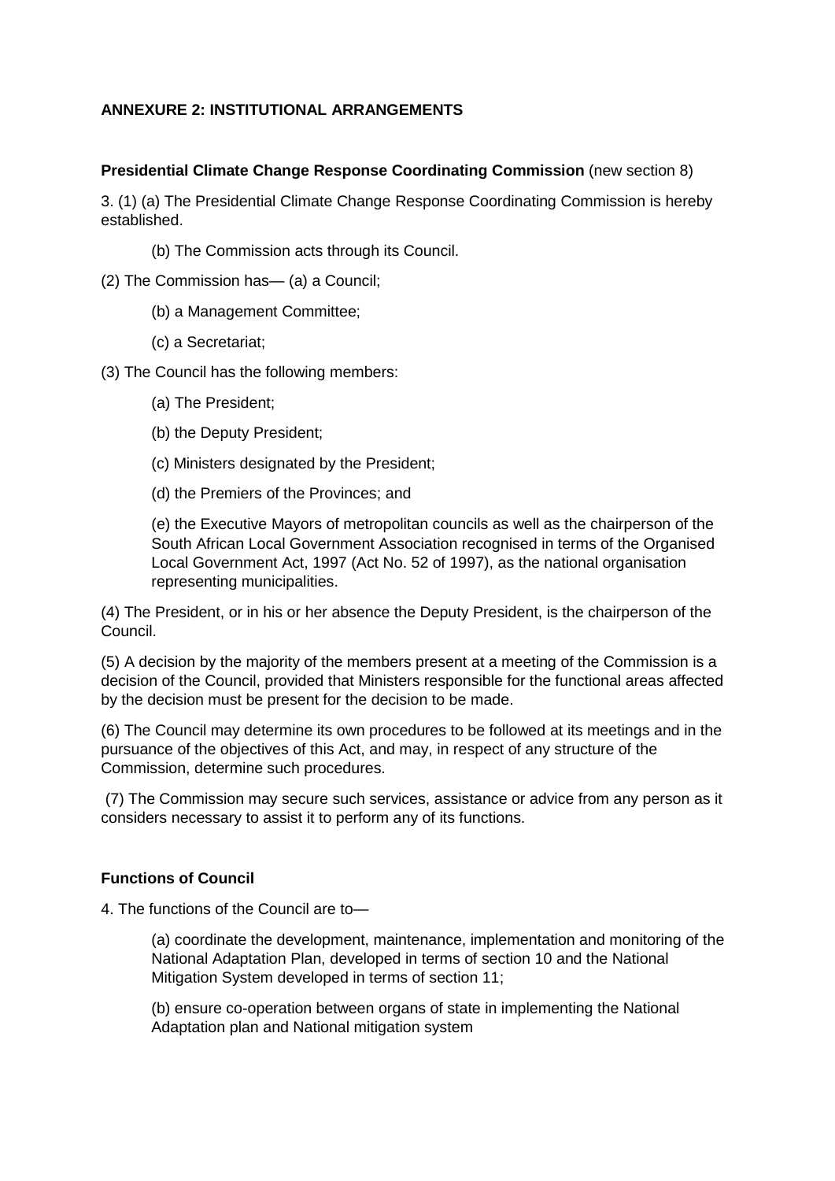**ANNEXURE 2: INSTITUTIONAL ARRANGEMENTS**

**Presidential Climate Change Response Coordinating Commission** (new section 8)

3. (1) (a) The Presidential Climate Change Response Coordinating Commission is hereby established.

(b) The Commission acts through its Council.

(2) The Commission has— (a) a Council;

(b) a Management Committee;

(c) a Secretariat;

(3) The Council has the following members:

(a) The President;

(b) the Deputy President;

(c) Ministers designated by the President;

(d) the Premiers of the Provinces; and

(e) the Executive Mayors of metropolitan councils as well as the chairperson of the South African Local Government Association recognised in terms of the Organised Local Government Act, 1997 (Act No. 52 of 1997), as the national organisation representing municipalities.

(4) The President, or in his or her absence the Deputy President, is the chairperson of the Council.

(5) A decision by the majority of the members present at a meeting of the Commission is a decision of the Council, provided that Ministers responsible for the functional areas affected by the decision must be present for the decision to be made.

(6) The Council may determine its own procedures to be followed at its meetings and in the pursuance of the objectives of this Act, and may, in respect of any structure of the Commission, determine such procedures.

(7) The Commission may secure such services, assistance or advice from any person as it considers necessary to assist it to perform any of its functions.

**Functions of Council**

4. The functions of the Council are to—

(a) coordinate the development, maintenance, implementation and monitoring of the National Adaptation Plan, developed in terms of section 10 and the National Mitigation System developed in terms of section 11;

(b) ensure co-operation between organs of state in implementing the National Adaptation plan and National mitigation system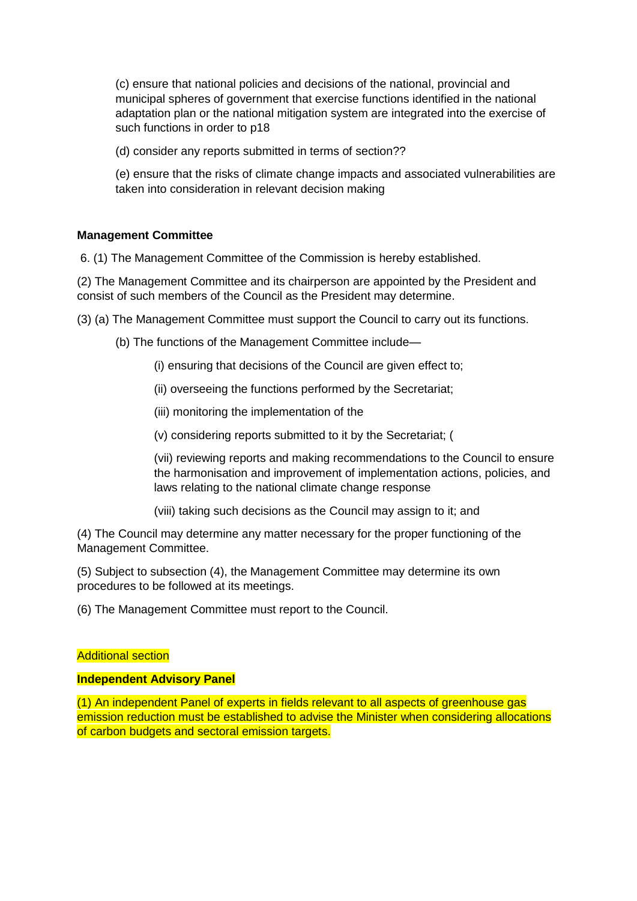(c) ensure that national policies and decisions of the national, provincial and municipal spheres of government that exercise functions identified in the national adaptation plan or the national mitigation system are integrated into the exercise of such functions in order to p18

(d) consider any reports submitted in terms of section??

(e) ensure that the risks of climate change impacts and associated vulnerabilities are taken into consideration in relevant decision making

**Management Committee**

6. (1) The Management Committee of the Commission is hereby established.

(2) The Management Committee and its chairperson are appointed by the President and consist of such members of the Council as the President may determine.

(3) (a) The Management Committee must support the Council to carry out its functions.

(b) The functions of the Management Committee include—

(i) ensuring that decisions of the Council are given effect to;

(ii) overseeing the functions performed by the Secretariat;

(iii) monitoring the implementation of the

(v) considering reports submitted to it by the Secretariat; (

(vii) reviewing reports and making recommendations to the Council to ensure the harmonisation and improvement of implementation actions, policies, and laws relating to the national climate change response

(viii) taking such decisions as the Council may assign to it; and

(4) The Council may determine any matter necessary for the proper functioning of the Management Committee.

(5) Subject to subsection (4), the Management Committee may determine its own procedures to be followed at its meetings.

(6) The Management Committee must report to the Council.

Additional section

**Independent Advisory Panel**

(1) An independent Panel of experts in fields relevant to all aspects of greenhouse gas emission reduction must be established to advise the Minister when considering allocations of carbon budgets and sectoral emission targets.